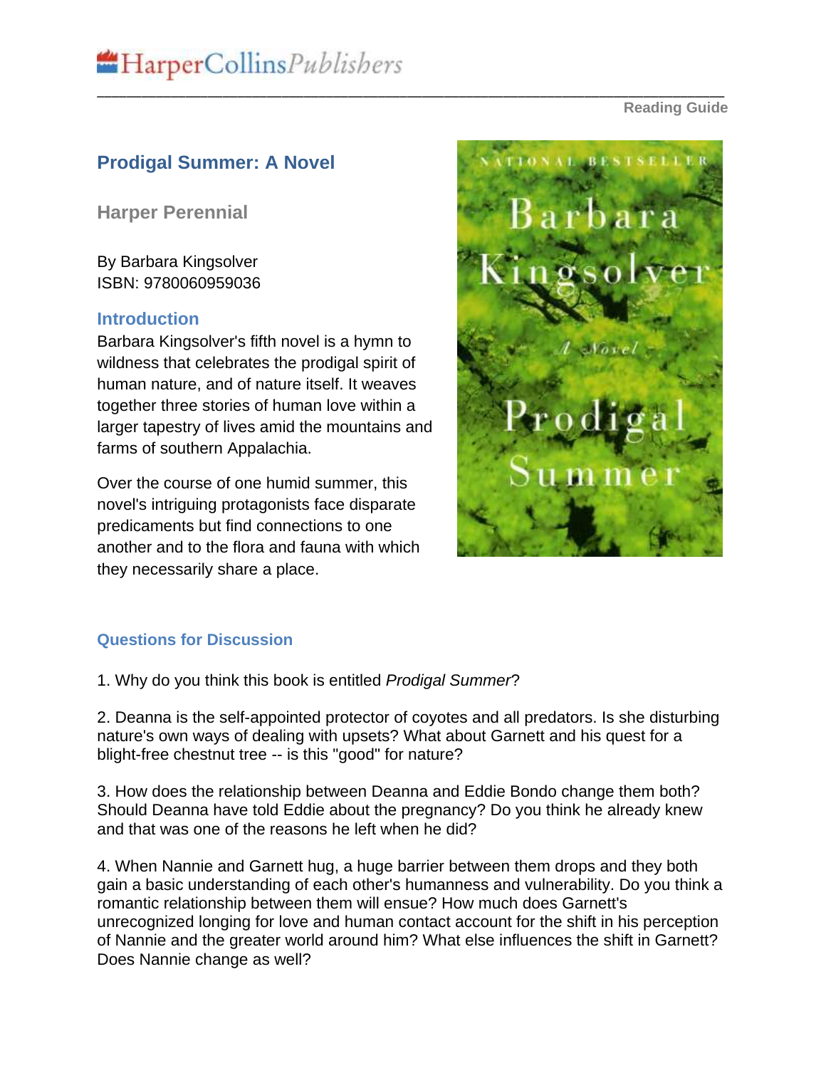HarperCollinsPublishers

Reading Guide

# Prodigal Summer: A Novel

## Harper Perennial

By Barbara Kingsolver
ISBN: 9780060959036

## Introduction

Barbara Kingsolver's fifth novel is a hymn to wildness that celebrates the prodigal spirit of human nature, and of nature itself. It weaves together three stories of human love within a larger tapestry of lives amid the mountains and farms of southern Appalachia.

Over the course of one humid summer, this novel's intriguing protagonists face disparate predicaments but find connections to one another and to the flora and fauna with which they necessarily share a place.

## Questions for Discussion

1. Why do you think this book is entitled *Prodigal Summer*?

2. Deanna is the self-appointed protector of coyotes and all predators. Is she disturbing nature's own ways of dealing with upsets? What about Garnett and his quest for a blight-free chestnut tree -- is this "good" for nature?

3. How does the relationship between Deanna and Eddie Bondo change them both? Should Deanna have told Eddie about the pregnancy? Do you think he already knew and that was one of the reasons he left when he did?

4. When Nannie and Garnett hug, a huge barrier between them drops and they both gain a basic understanding of each other's humanness and vulnerability. Do you think a romantic relationship between them will ensue? How much does Garnett's unrecognized longing for love and human contact account for the shift in his perception of Nannie and the greater world around him? What else influences the shift in Garnett? Does Nannie change as well?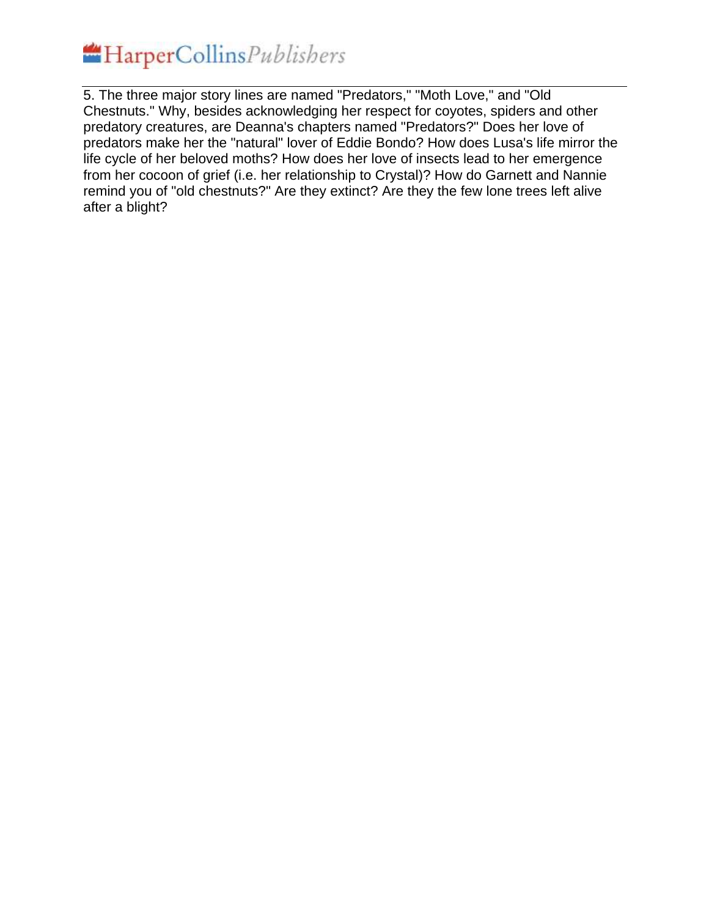5. The three major story lines are named "Predators," "Moth Love," and "Old Chestnuts." Why, besides acknowledging her respect for coyotes, spiders and other predatory creatures, are Deanna's chapters named "Predators?" Does her love of predators make her the "natural" lover of Eddie Bondo? How does Lusa's life mirror the life cycle of her beloved moths? How does her love of insects lead to her emergence from her cocoon of grief (i.e. her relationship to Crystal)? How do Garnett and Nannie remind you of "old chestnuts?" Are they extinct? Are they the few lone trees left alive after a blight?